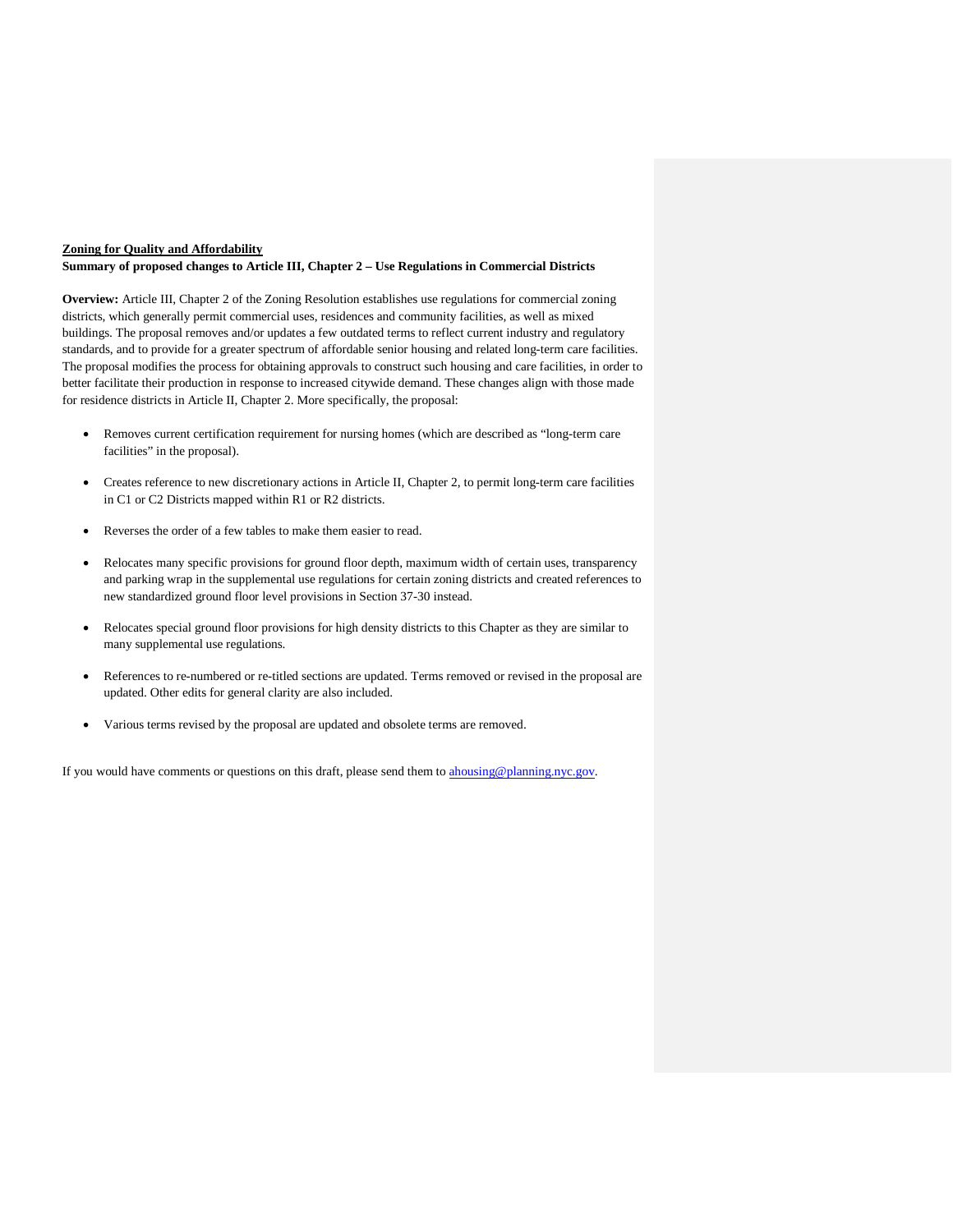**<u>Zoning for Quality and Affordability</u>**

**Summary of proposed changes to Article III, Chapter 2 – Use Regulations in Commercial Districts**

**Overview:** Article III, Chapter 2 of the Zoning Resolution establishes use regulations for commercial zoning districts, which generally permit commercial uses, residences and community facilities, as well as mixed buildings. The proposal removes and/or updates a few outdated terms to reflect current industry and regulatory standards, and to provide for a greater spectrum of affordable senior housing and related long-term care facilities. The proposal modifies the process for obtaining approvals to construct such housing and care facilities, in order to better facilitate their production in response to increased citywide demand. These changes align with those made for residence districts in Article II, Chapter 2. More specifically, the proposal:

- Removes current certification requirement for nursing homes (which are described as "long-term care facilities" in the proposal).
- Creates reference to new discretionary actions in Article II, Chapter 2, to permit long-term care facilities in C1 or C2 Districts mapped within R1 or R2 districts.
- Reverses the order of a few tables to make them easier to read.
- Relocates many specific provisions for ground floor depth, maximum width of certain uses, transparency and parking wrap in the supplemental use regulations for certain zoning districts and created references to new standardized ground floor level provisions in Section 37-30 instead.
- Relocates special ground floor provisions for high density districts to this Chapter as they are similar to many supplemental use regulations.
- References to re-numbered or re-titled sections are updated. Terms removed or revised in the proposal are updated. Other edits for general clarity are also included.
- Various terms revised by the proposal are updated and obsolete terms are removed.

If you would have comments or questions on this draft, please send them to ahousing@planning.nyc.gov.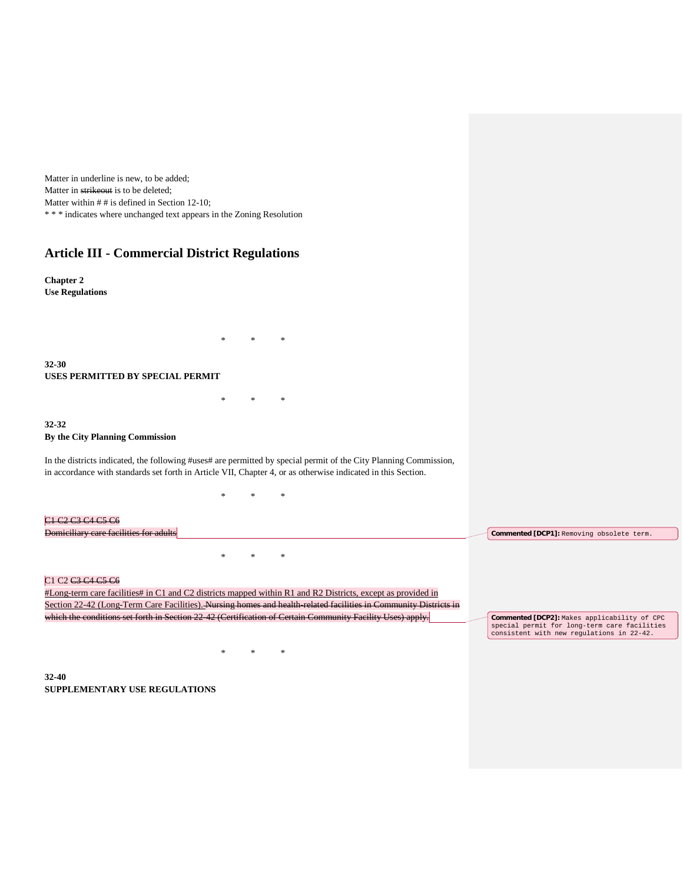Matter in underline is new, to be added;
Matter in ~~strikeout~~ is to be deleted;
Matter within # # is defined in Section 12-10;
* * * indicates where unchanged text appears in the Zoning Resolution

# Article III - Commercial District Regulations

**Chapter 2**
**Use Regulations**

* * *

**32-30**
**USES PERMITTED BY SPECIAL PERMIT**

* * *

**32-32**
**By the City Planning Commission**

In the districts indicated, the following #uses# are permitted by special permit of the City Planning Commission, in accordance with standards set forth in Article VII, Chapter 4, or as otherwise indicated in this Section.

* * *

~~C1 C2 C3 C4 C5 C6~~
~~Domiciliary care facilities for adults~~

Commented [DCP1]: Removing obsolete term.

* * *

C1 C2 ~~C3 C4 C5 C6~~
<u>#Long-term care facilities# in C1 and C2 districts mapped within R1 and R2 Districts, except as provided in Section 22-42 (Long-Term Care Facilities).</u> ~~Nursing homes and health-related facilities in Community Districts in which the conditions set forth in Section 22-42 (Certification of Certain Community Facility Uses) apply.~~

Commented [DCP2]: Makes applicability of CPC special permit for long-term care facilities consistent with new regulations in 22-42.

* * *

**32-40**
**SUPPLEMENTARY USE REGULATIONS**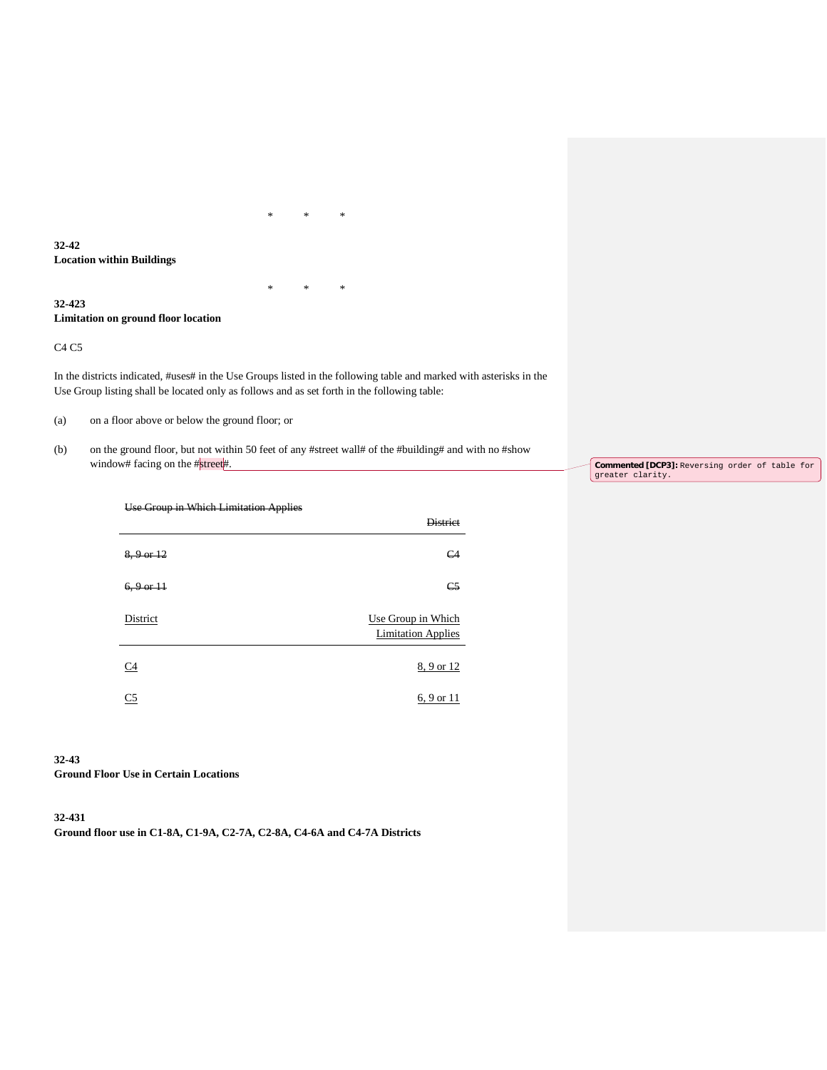\*       \*       \*

**32-42**
**Location within Buildings**

\*       \*       \*

**32-423**
**Limitation on ground floor location**

C4 C5

In the districts indicated, #uses# in the Use Groups listed in the following table and marked with asterisks in the Use Group listing shall be located only as follows and as set forth in the following table:

(a) on a floor above or below the ground floor; or

(b) on the ground floor, but not within 50 feet of any #street wall# of the #building# and with no #show window# facing on the #street#.

Commented [DCP3]: Reversing order of table for greater clarity.

| ~~Use Group in Which Limitation Applies~~ | ~~District~~ |
|---|---|
| ~~8, 9 or 12~~ | ~~C4~~ |
| ~~6, 9 or 11~~ | ~~C5~~ |

| <u>District</u> | <u>Use Group in Which Limitation Applies</u> |
|---|---|
| <u>C4</u> | <u>8, 9 or 12</u> |
| <u>C5</u> | <u>6, 9 or 11</u> |

**32-43**
**Ground Floor Use in Certain Locations**

**32-431**
**Ground floor use in C1-8A, C1-9A, C2-7A, C2-8A, C4-6A and C4-7A Districts**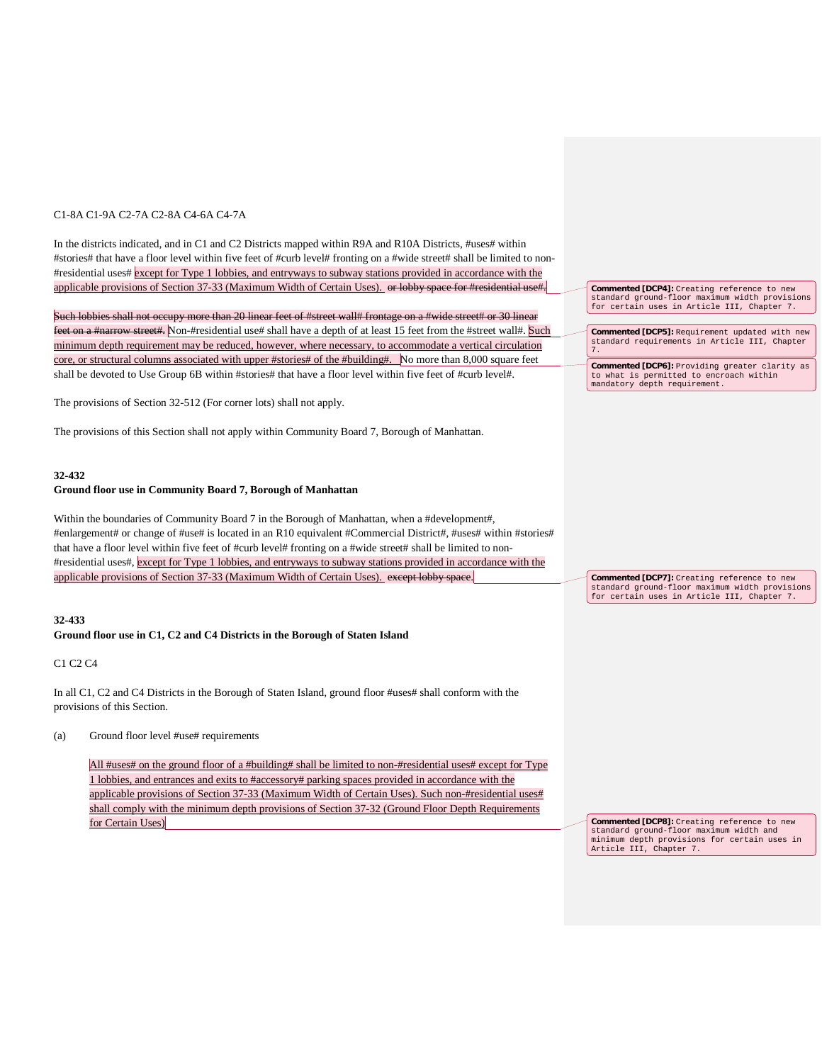C1-8A C1-9A C2-7A C2-8A C4-6A C4-7A

In the districts indicated, and in C1 and C2 Districts mapped within R9A and R10A Districts, #uses# within #stories# that have a floor level within five feet of #curb level# fronting on a #wide street# shall be limited to non-#residential uses# except for Type 1 lobbies, and entryways to subway stations provided in accordance with the applicable provisions of Section 37-33 (Maximum Width of Certain Uses). ~~or lobby space for #residential use#.~~

~~Such lobbies shall not occupy more than 20 linear feet of #street wall# frontage on a #wide street# or 30 linear feet on a #narrow street#.~~ Non-#residential use# shall have a depth of at least 15 feet from the #street wall#. Such minimum depth requirement may be reduced, however, where necessary, to accommodate a vertical circulation core, or structural columns associated with upper #stories# of the #building#. No more than 8,000 square feet shall be devoted to Use Group 6B within #stories# that have a floor level within five feet of #curb level#.

The provisions of Section 32-512 (For corner lots) shall not apply.

The provisions of this Section shall not apply within Community Board 7, Borough of Manhattan.

**32-432**
**Ground floor use in Community Board 7, Borough of Manhattan**

Within the boundaries of Community Board 7 in the Borough of Manhattan, when a #development#, #enlargement# or change of #use# is located in an R10 equivalent #Commercial District#, #uses# within #stories# that have a floor level within five feet of #curb level# fronting on a #wide street# shall be limited to non-#residential uses#, except for Type 1 lobbies, and entryways to subway stations provided in accordance with the applicable provisions of Section 37-33 (Maximum Width of Certain Uses). ~~except lobby space.~~

**32-433**
**Ground floor use in C1, C2 and C4 Districts in the Borough of Staten Island**

C1 C2 C4

In all C1, C2 and C4 Districts in the Borough of Staten Island, ground floor #uses# shall conform with the provisions of this Section.

(a) Ground floor level #use# requirements

All #uses# on the ground floor of a #building# shall be limited to non-#residential uses# except for Type 1 lobbies, and entrances and exits to #accessory# parking spaces provided in accordance with the applicable provisions of Section 37-33 (Maximum Width of Certain Uses). Such non-#residential uses# shall comply with the minimum depth provisions of Section 37-32 (Ground Floor Depth Requirements for Certain Uses)

**Commented [DCP4]:** Creating reference to new standard ground-floor maximum width provisions for certain uses in Article III, Chapter 7.

**Commented [DCP5]:** Requirement updated with new standard requirements in Article III, Chapter 7.

**Commented [DCP6]:** Providing greater clarity as to what is permitted to encroach within mandatory depth requirement.

**Commented [DCP7]:** Creating reference to new standard ground-floor maximum width provisions for certain uses in Article III, Chapter 7.

**Commented [DCP8]:** Creating reference to new standard ground-floor maximum width and minimum depth provisions for certain uses in Article III, Chapter 7.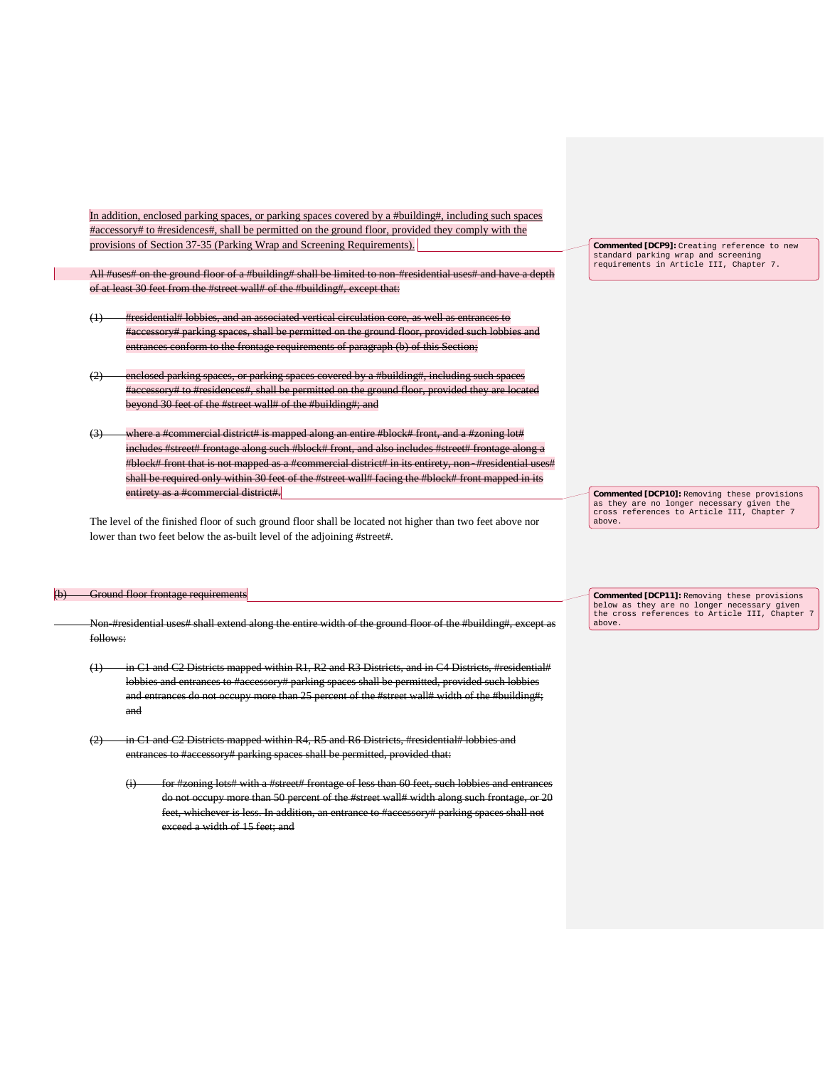In addition, enclosed parking spaces, or parking spaces covered by a #building#, including such spaces #accessory# to #residences#, shall be permitted on the ground floor, provided they comply with the provisions of Section 37-35 (Parking Wrap and Screening Requirements).

> **Commented [DCP9]:** Creating reference to new standard parking wrap and screening requirements in Article III, Chapter 7.

~~All #uses# on the ground floor of a #building# shall be limited to non-#residential uses# and have a depth of at least 30 feet from the #street wall# of the #building#, except that:~~

~~(1) #residential# lobbies, and an associated vertical circulation core, as well as entrances to #accessory# parking spaces, shall be permitted on the ground floor, provided such lobbies and entrances conform to the frontage requirements of paragraph (b) of this Section;~~

~~(2) enclosed parking spaces, or parking spaces covered by a #building#, including such spaces #accessory# to #residences#, shall be permitted on the ground floor, provided they are located beyond 30 feet of the #street wall# of the #building#; and~~

~~(3) where a #commercial district# is mapped along an entire #block# front, and a #zoning lot# includes #street# frontage along such #block# front, and also includes #street# frontage along a #block# front that is not mapped as a #commercial district# in its entirety, non-#residential uses# shall be required only within 30 feet of the #street wall# facing the #block# front mapped in its entirety as a #commercial district#.~~

> **Commented [DCP10]:** Removing these provisions as they are no longer necessary given the cross references to Article III, Chapter 7 above.

The level of the finished floor of such ground floor shall be located not higher than two feet above nor lower than two feet below the as-built level of the adjoining #street#.

~~(b) Ground floor frontage requirements~~

> **Commented [DCP11]:** Removing these provisions below as they are no longer necessary given the cross references to Article III, Chapter 7 above.

~~Non-#residential uses# shall extend along the entire width of the ground floor of the #building#, except as follows:~~

~~(1) in C1 and C2 Districts mapped within R1, R2 and R3 Districts, and in C4 Districts, #residential# lobbies and entrances to #accessory# parking spaces shall be permitted, provided such lobbies and entrances do not occupy more than 25 percent of the #street wall# width of the #building#; and~~

~~(2) in C1 and C2 Districts mapped within R4, R5 and R6 Districts, #residential# lobbies and entrances to #accessory# parking spaces shall be permitted, provided that:~~

~~(i) for #zoning lots# with a #street# frontage of less than 60 feet, such lobbies and entrances do not occupy more than 50 percent of the #street wall# width along such frontage, or 20 feet, whichever is less. In addition, an entrance to #accessory# parking spaces shall not exceed a width of 15 feet; and~~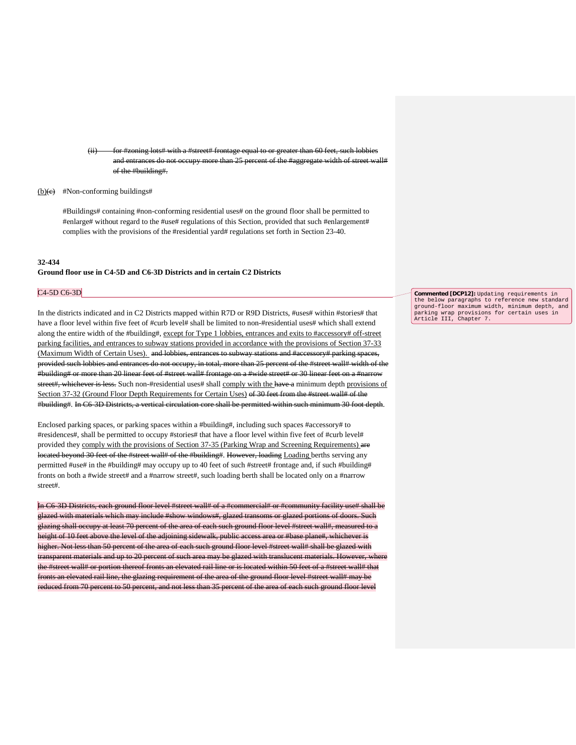(ii) ~~for #zoning lots# with a #street# frontage equal to or greater than 60 feet, such lobbies and entrances do not occupy more than 25 percent of the #aggregate width of street wall# of the #building#.~~

(b)~~(c)~~ #Non-conforming buildings#

#Buildings# containing #non-conforming residential uses# on the ground floor shall be permitted to #enlarge# without regard to the #use# regulations of this Section, provided that such #enlargement# complies with the provisions of the #residential yard# regulations set forth in Section 23-40.

**32-434**
**Ground floor use in C4-5D and C6-3D Districts and in certain C2 Districts**

C4-5D C6-3D

In the districts indicated and in C2 Districts mapped within R7D or R9D Districts, #uses# within #stories# that have a floor level within five feet of #curb level# shall be limited to non-#residential uses# which shall extend along the entire width of the #building#, except for Type 1 lobbies, entrances and exits to #accessory# off-street parking facilities, and entrances to subway stations provided in accordance with the provisions of Section 37-33 (Maximum Width of Certain Uses). ~~and lobbies, entrances to subway stations and #accessory# parking spaces, provided such lobbies and entrances do not occupy, in total, more than 25 percent of the #street wall# width of the #building# or more than 20 linear feet of #street wall# frontage on a #wide street# or 30 linear feet on a #narrow street#, whichever is less.~~ Such non-#residential uses# shall comply with the ~~have a~~ minimum depth provisions of Section 37-32 (Ground Floor Depth Requirements for Certain Uses) ~~of 30 feet from the #street wall# of the #building#. In C6-3D Districts, a vertical circulation core shall be permitted within such minimum 30 foot depth~~.

Enclosed parking spaces, or parking spaces within a #building#, including such spaces #accessory# to #residences#, shall be permitted to occupy #stories# that have a floor level within five feet of #curb level# provided they comply with the provisions of Section 37-35 (Parking Wrap and Screening Requirements) ~~are located beyond 30 feet of the #street wall# of the #building#. However, loading~~ Loading berths serving any permitted #use# in the #building# may occupy up to 40 feet of such #street# frontage and, if such #building# fronts on both a #wide street# and a #narrow street#, such loading berth shall be located only on a #narrow street#.

~~In C6-3D Districts, each ground floor level #street wall# of a #commercial# or #community facility use# shall be glazed with materials which may include #show windows#, glazed transoms or glazed portions of doors. Such glazing shall occupy at least 70 percent of the area of each such ground floor level #street wall#, measured to a height of 10 feet above the level of the adjoining sidewalk, public access area or #base plane#, whichever is higher. Not less than 50 percent of the area of each such ground floor level #street wall# shall be glazed with transparent materials and up to 20 percent of such area may be glazed with translucent materials. However, where the #street wall# or portion thereof fronts an elevated rail line or is located within 50 feet of a #street wall# that fronts an elevated rail line, the glazing requirement of the area of the ground floor level #street wall# may be reduced from 70 percent to 50 percent, and not less than 35 percent of the area of each such ground floor level~~

**Commented [DCP12]:** Updating requirements in the below paragraphs to reference new standard ground-floor maximum width, minimum depth, and parking wrap provisions for certain uses in Article III, Chapter 7.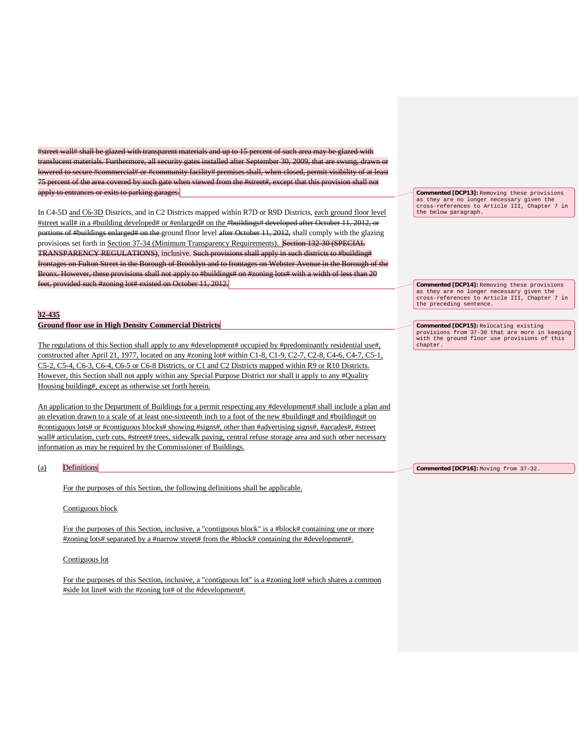~~#street wall# shall be glazed with transparent materials and up to 15 percent of such area may be glazed with translucent materials. Furthermore, all security gates installed after September 30, 2009, that are swung, drawn or lowered to secure #commercial# or #community facility# premises shall, when closed, permit visibility of at least 75 percent of the area covered by such gate when viewed from the #street#, except that this provision shall not apply to entrances or exits to parking garages.~~

In C4-5D and C6-3D Districts, and in C2 Districts mapped within R7D or R9D Districts, each ground floor level #street wall# in a #building developed# or #enlarged# on the ~~#buildings# developed after October 11, 2012, or portions of #buildings enlarged# on the~~ ground floor level ~~after October 11, 2012,~~ shall comply with the glazing provisions set forth in Section 37-34 (Minimum Transparency Requirements). ~~Section 132-30 (SPECIAL TRANSPARENCY REGULATIONS)~~, inclusive. ~~Such provisions shall apply in such districts to #building# frontages on Fulton Street in the Borough of Brooklyn and to frontages on Webster Avenue in the Borough of the Bronx. However, these provisions shall not apply to #buildings# on #zoning lots# with a width of less than 20 feet, provided such #zoning lot# existed on October 11, 2012.~~

**32-435**
**Ground floor use in High Density Commercial Districts**

The regulations of this Section shall apply to any #development# occupied by #predominantly residential use#, constructed after April 21, 1977, located on any #zoning lot# within C1-8, C1-9, C2-7, C2-8, C4-6, C4-7, C5-1, C5-2, C5-4, C6-3, C6-4, C6-5 or C6-8 Districts, or C1 and C2 Districts mapped within R9 or R10 Districts. However, this Section shall not apply within any Special Purpose District nor shall it apply to any #Quality Housing building#, except as otherwise set forth herein.

An application to the Department of Buildings for a permit respecting any #development# shall include a plan and an elevation drawn to a scale of at least one-sixteenth inch to a foot of the new #building# and #buildings# on #contiguous lots# or #contiguous blocks# showing #signs#, other than #advertising signs#, #arcades#, #street wall# articulation, curb cuts, #street# trees, sidewalk paving, central refuse storage area and such other necessary information as may be required by the Commissioner of Buildings.

(a) Definitions

For the purposes of this Section, the following definitions shall be applicable.

Contiguous block

For the purposes of this Section, inclusive, a "contiguous block" is a #block# containing one or more #zoning lots# separated by a #narrow street# from the #block# containing the #development#.

Contiguous lot

For the purposes of this Section, inclusive, a "contiguous lot" is a #zoning lot# which shares a common #side lot line# with the #zoning lot# of the #development#.

**Commented [DCP13]:** Removing these provisions as they are no longer necessary given the cross-references to Article III, Chapter 7 in the below paragraph.

**Commented [DCP14]:** Removing these provisions as they are no longer necessary given the cross-references to Article III, Chapter 7 in the preceding sentence.

**Commented [DCP15]:** Relocating existing provisions from 37-30 that are more in keeping with the ground floor use provisions of this chapter.

**Commented [DCP16]:** Moving from 37-32.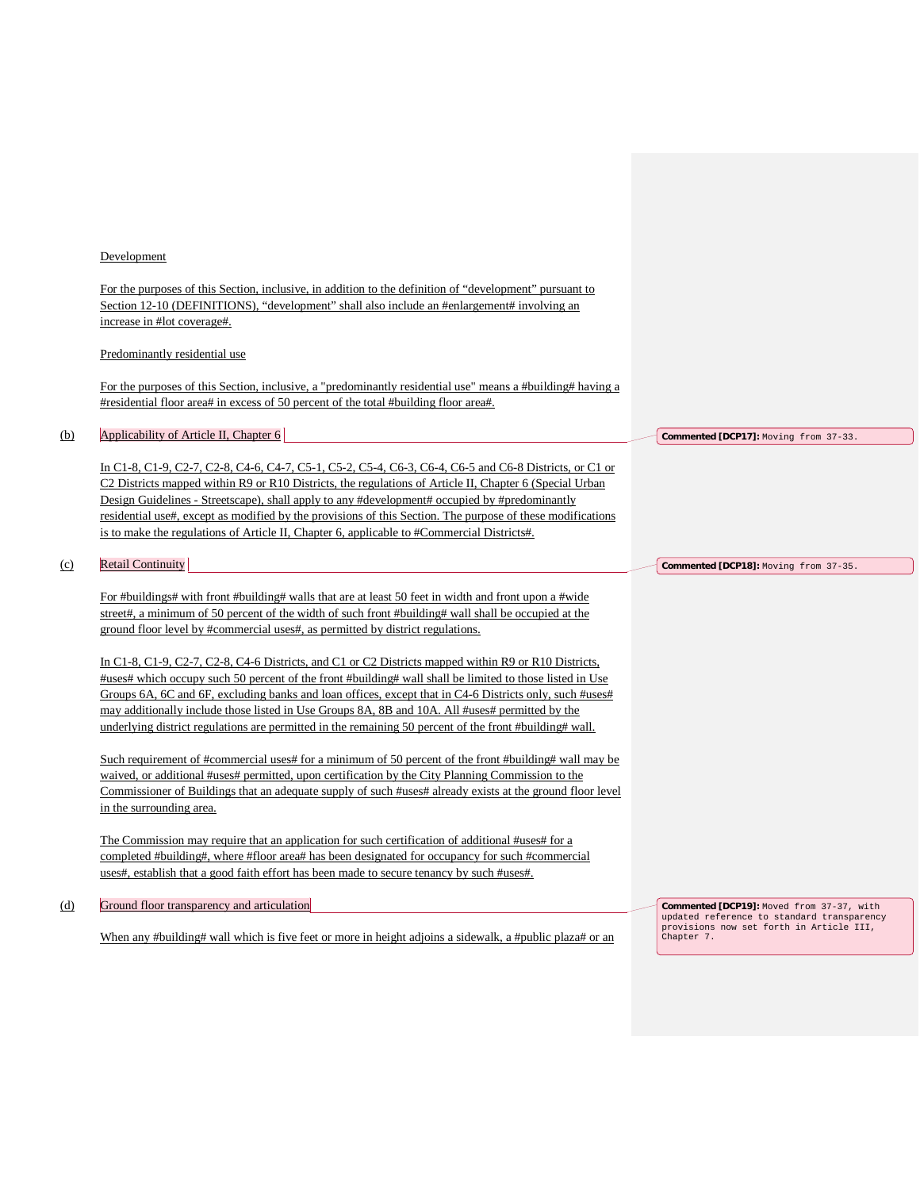Development

For the purposes of this Section, inclusive, in addition to the definition of "development" pursuant to Section 12-10 (DEFINITIONS), "development" shall also include an #enlargement# involving an increase in #lot coverage#.

Predominantly residential use

For the purposes of this Section, inclusive, a "predominantly residential use" means a #building# having a #residential floor area# in excess of 50 percent of the total #building floor area#.

(b) Applicability of Article II, Chapter 6

> **Commented [DCP17]:** Moving from 37-33.

In C1-8, C1-9, C2-7, C2-8, C4-6, C4-7, C5-1, C5-2, C5-4, C6-3, C6-4, C6-5 and C6-8 Districts, or C1 or C2 Districts mapped within R9 or R10 Districts, the regulations of Article II, Chapter 6 (Special Urban Design Guidelines - Streetscape), shall apply to any #development# occupied by #predominantly residential use#, except as modified by the provisions of this Section. The purpose of these modifications is to make the regulations of Article II, Chapter 6, applicable to #Commercial Districts#.

(c) Retail Continuity

> **Commented [DCP18]:** Moving from 37-35.

For #buildings# with front #building# walls that are at least 50 feet in width and front upon a #wide street#, a minimum of 50 percent of the width of such front #building# wall shall be occupied at the ground floor level by #commercial uses#, as permitted by district regulations.

In C1-8, C1-9, C2-7, C2-8, C4-6 Districts, and C1 or C2 Districts mapped within R9 or R10 Districts, #uses# which occupy such 50 percent of the front #building# wall shall be limited to those listed in Use Groups 6A, 6C and 6F, excluding banks and loan offices, except that in C4-6 Districts only, such #uses# may additionally include those listed in Use Groups 8A, 8B and 10A. All #uses# permitted by the underlying district regulations are permitted in the remaining 50 percent of the front #building# wall.

Such requirement of #commercial uses# for a minimum of 50 percent of the front #building# wall may be waived, or additional #uses# permitted, upon certification by the City Planning Commission to the Commissioner of Buildings that an adequate supply of such #uses# already exists at the ground floor level in the surrounding area.

The Commission may require that an application for such certification of additional #uses# for a completed #building#, where #floor area# has been designated for occupancy for such #commercial uses#, establish that a good faith effort has been made to secure tenancy by such #uses#.

(d) Ground floor transparency and articulation

> **Commented [DCP19]:** Moved from 37-37, with updated reference to standard transparency provisions now set forth in Article III, Chapter 7.

When any #building# wall which is five feet or more in height adjoins a sidewalk, a #public plaza# or an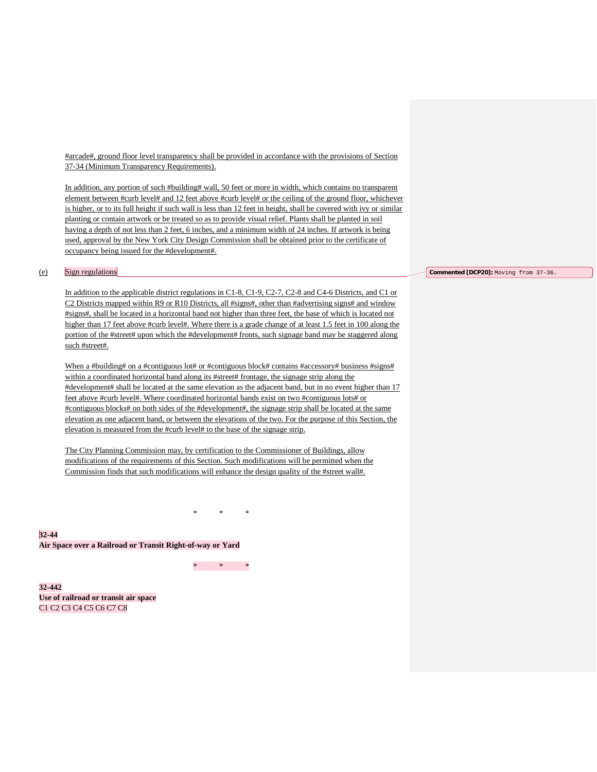#arcade#, ground floor level transparency shall be provided in accordance with the provisions of Section 37-34 (Minimum Transparency Requirements).

In addition, any portion of such #building# wall, 50 feet or more in width, which contains no transparent element between #curb level# and 12 feet above #curb level# or the ceiling of the ground floor, whichever is higher, or to its full height if such wall is less than 12 feet in height, shall be covered with ivy or similar planting or contain artwork or be treated so as to provide visual relief. Plants shall be planted in soil having a depth of not less than 2 feet, 6 inches, and a minimum width of 24 inches. If artwork is being used, approval by the New York City Design Commission shall be obtained prior to the certificate of occupancy being issued for the #development#.

(e) Sign regulations

Commented [DCP20]: Moving from 37-36.

In addition to the applicable district regulations in C1-8, C1-9, C2-7, C2-8 and C4-6 Districts, and C1 or C2 Districts mapped within R9 or R10 Districts, all #signs#, other than #advertising signs# and window #signs#, shall be located in a horizontal band not higher than three feet, the base of which is located not higher than 17 feet above #curb level#. Where there is a grade change of at least 1.5 feet in 100 along the portion of the #street# upon which the #development# fronts, such signage band may be staggered along such #street#.

When a #building# on a #contiguous lot# or #contiguous block# contains #accessory# business #signs# within a coordinated horizontal band along its #street# frontage, the signage strip along the #development# shall be located at the same elevation as the adjacent band, but in no event higher than 17 feet above #curb level#. Where coordinated horizontal bands exist on two #contiguous lots# or #contiguous blocks# on both sides of the #development#, the signage strip shall be located at the same elevation as one adjacent band, or between the elevations of the two. For the purpose of this Section, the elevation is measured from the #curb level# to the base of the signage strip.

The City Planning Commission may, by certification to the Commissioner of Buildings, allow modifications of the requirements of this Section. Such modifications will be permitted when the Commission finds that such modifications will enhance the design quality of the #street wall#.

\* \* \*

**32-44**
**Air Space over a Railroad or Transit Right-of-way or Yard**

\* \* \*

**32-442**
**Use of railroad or transit air space**
C1 C2 C3 C4 C5 C6 C7 C8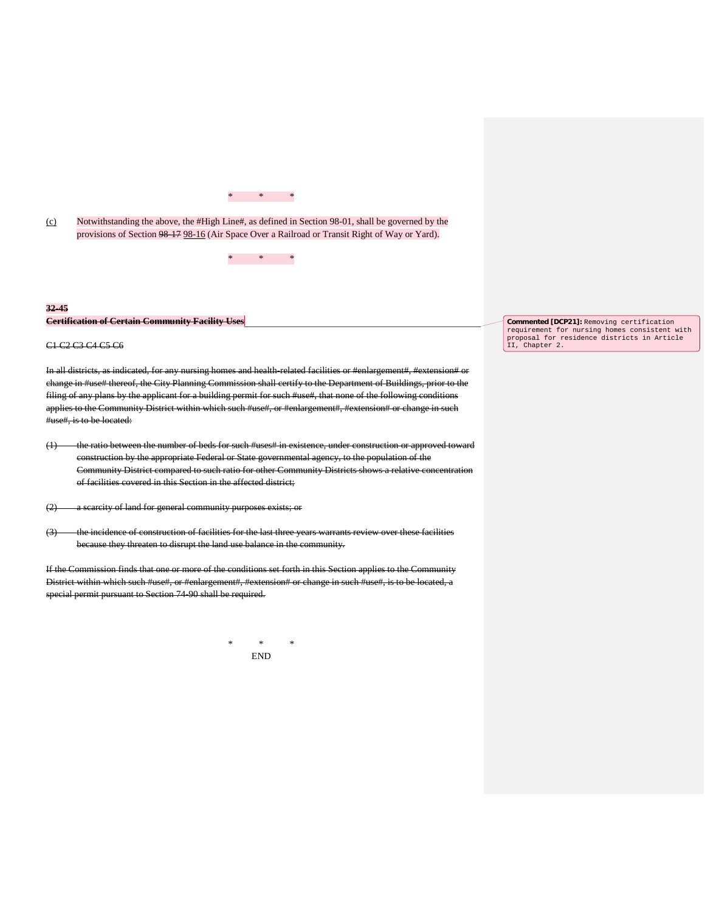\*        \*        \*

(c) Notwithstanding the above, the #High Line#, as defined in Section 98-01, shall be governed by the provisions of Section ~~98-17~~ 98-16 (Air Space Over a Railroad or Transit Right of Way or Yard).

\*        \*        \*

~~**32-45**~~

~~**Certification of Certain Community Facility Uses**~~

> **Commented [DCP21]:** Removing certification requirement for nursing homes consistent with proposal for residence districts in Article II, Chapter 2.

~~C1 C2 C3 C4 C5 C6~~

~~In all districts, as indicated, for any nursing homes and health-related facilities or #enlargement#, #extension# or change in #use# thereof, the City Planning Commission shall certify to the Department of Buildings, prior to the filing of any plans by the applicant for a building permit for such #use#, that none of the following conditions applies to the Community District within which such #use#, or #enlargement#, #extension# or change in such #use#, is to be located:~~

~~(1) the ratio between the number of beds for such #uses# in existence, under construction or approved toward construction by the appropriate Federal or State governmental agency, to the population of the Community District compared to such ratio for other Community Districts shows a relative concentration of facilities covered in this Section in the affected district;~~

~~(2) a scarcity of land for general community purposes exists; or~~

~~(3) the incidence of construction of facilities for the last three years warrants review over these facilities because they threaten to disrupt the land use balance in the community.~~

~~If the Commission finds that one or more of the conditions set forth in this Section applies to the Community District within which such #use#, or #enlargement#, #extension# or change in such #use#, is to be located, a special permit pursuant to Section 74-90 shall be required.~~

\*        \*        \*

END